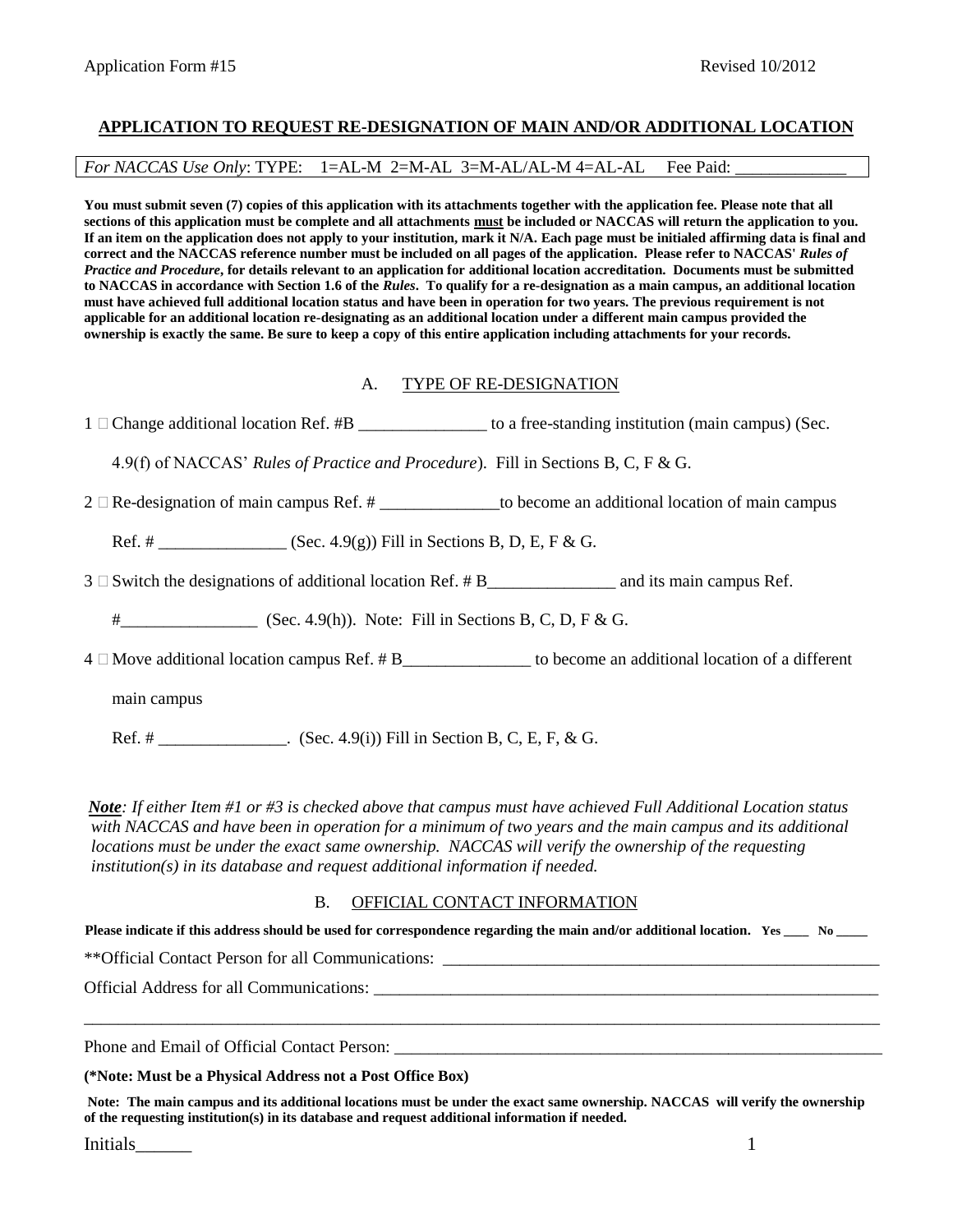Application Form #15 Revised 10/2012

## APPLICATION TO REQUEST RE-DESIGNATION OF MAIN AND/OR ADDITIONAL LOCATION

*For NACCAS Use Only*: TYPE: 1=AL-M 2=M-AL 3=M-AL/AL-M 4=AL-AL Fee Paid: _____________

**You must submit seven (7) copies of this application with its attachments together with the application fee. Please note that all sections of this application must be complete and all attachments must be included or NACCAS will return the application to you. If an item on the application does not apply to your institution, mark it N/A. Each page must be initialed affirming data is final and correct and the NACCAS reference number must be included on all pages of the application. Please refer to NACCAS' *Rules of Practice and Procedure*, for details relevant to an application for additional location accreditation. Documents must be submitted to NACCAS in accordance with Section 1.6 of the *Rules*. To qualify for a re-designation as a main campus, an additional location must have achieved full additional location status and have been in operation for two years. The previous requirement is not applicable for an additional location re-designating as an additional location under a different main campus provided the ownership is exactly the same. Be sure to keep a copy of this entire application including attachments for your records.**

### A. TYPE OF RE-DESIGNATION

1 ☐ Change additional location Ref. #B _______________ to a free-standing institution (main campus) (Sec. 4.9(f) of NACCAS' *Rules of Practice and Procedure*). Fill in Sections B, C, F & G.

2 ☐ Re-designation of main campus Ref. # ______________to become an additional location of main campus Ref. # _______________ (Sec. 4.9(g)) Fill in Sections B, D, E, F & G.

3 ☐ Switch the designations of additional location Ref. # B_______________ and its main campus Ref. #________________ (Sec. 4.9(h)). Note: Fill in Sections B, C, D, F & G.

4 ☐ Move additional location campus Ref. # B_______________ to become an additional location of a different main campus Ref. # _______________. (Sec. 4.9(i)) Fill in Section B, C, E, F, & G.

***Note**: If either Item #1 or #3 is checked above that campus must have achieved Full Additional Location status with NACCAS and have been in operation for a minimum of two years and the main campus and its additional locations must be under the exact same ownership. NACCAS will verify the ownership of the requesting institution(s) in its database and request additional information if needed.*

### B. OFFICIAL CONTACT INFORMATION

**Please indicate if this address should be used for correspondence regarding the main and/or additional location. Yes ____ No _____**

**Official Contact Person for all Communications: _____________________________________________________

Official Address for all Communications: ____________________________________________________________

_____________________________________________________________________________________________

Phone and Email of Official Contact Person: __________________________________________________________

**(*Note: Must be a Physical Address not a Post Office Box)**

**Note: The main campus and its additional locations must be under the exact same ownership. NACCAS will verify the ownership of the requesting institution(s) in its database and request additional information if needed.**

Initials______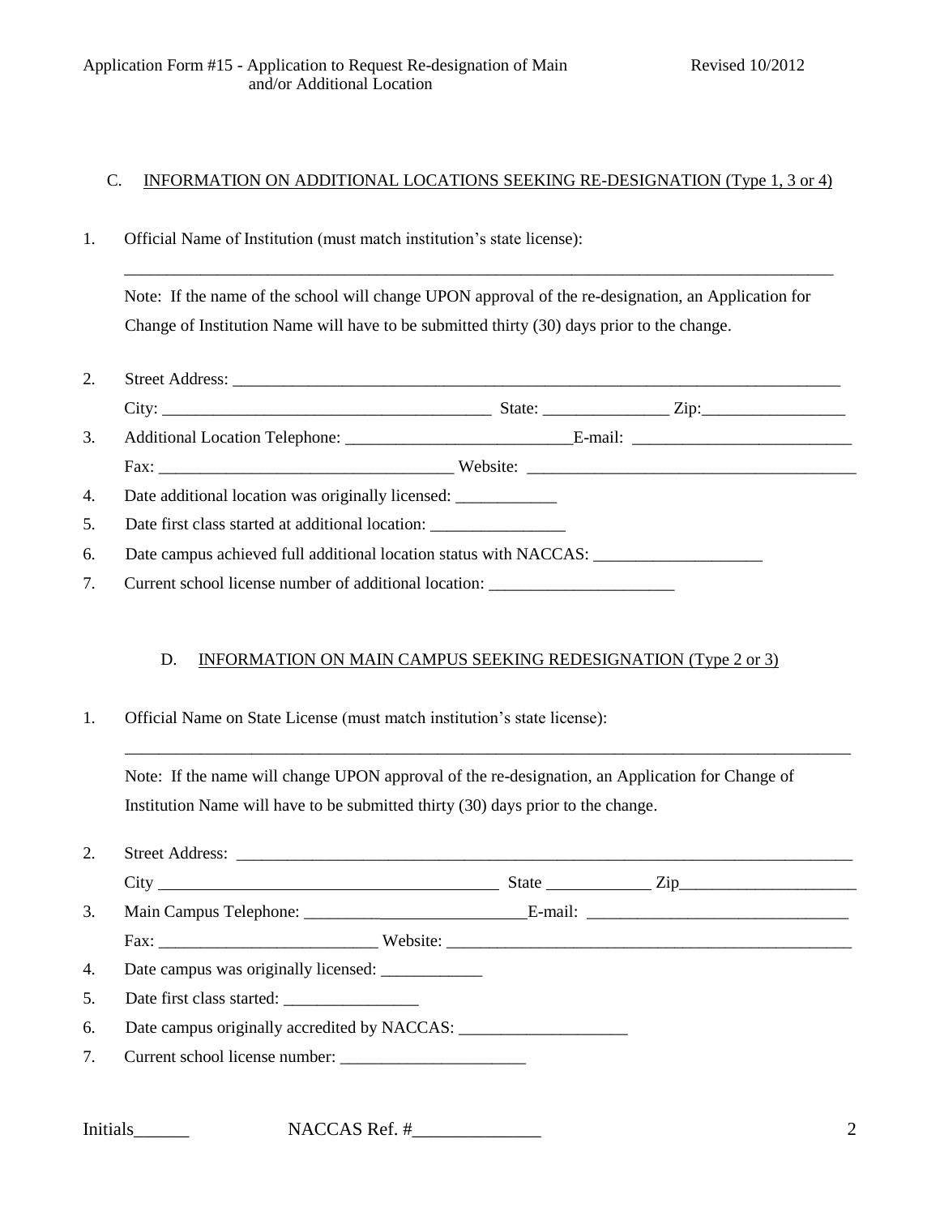## C. INFORMATION ON ADDITIONAL LOCATIONS SEEKING RE-DESIGNATION (Type 1, 3 or 4)

1. Official Name of Institution (must match institution's state license):

   ______________________________________________________________________________

   Note: If the name of the school will change UPON approval of the re-designation, an Application for Change of Institution Name will have to be submitted thirty (30) days prior to the change.

2. Street Address: ______________________________________________________________

   City: ___________________________________ State: ______________ Zip:________________

3. Additional Location Telephone: __________________________E-mail: _________________________

   Fax: __________________________________ Website: ______________________________________

4. Date additional location was originally licensed: ____________

5. Date first class started at additional location: ________________

6. Date campus achieved full additional location status with NACCAS: ___________________

7. Current school license number of additional location: ______________________

## D. INFORMATION ON MAIN CAMPUS SEEKING REDESIGNATION (Type 2 or 3)

1. Official Name on State License (must match institution's state license):

   ______________________________________________________________________________

   Note: If the name will change UPON approval of the re-designation, an Application for Change of Institution Name will have to be submitted thirty (30) days prior to the change.

2. Street Address: ______________________________________________________________

   City ________________________________________ State ____________ Zip_____________________

3. Main Campus Telephone: _________________________E-mail: _______________________________

   Fax: _________________________ Website: __________________________________________________

4. Date campus was originally licensed: ____________

5. Date first class started: ________________

6. Date campus originally accredited by NACCAS: ____________________

7. Current school license number: ______________________

Initials______ NACCAS Ref. #______________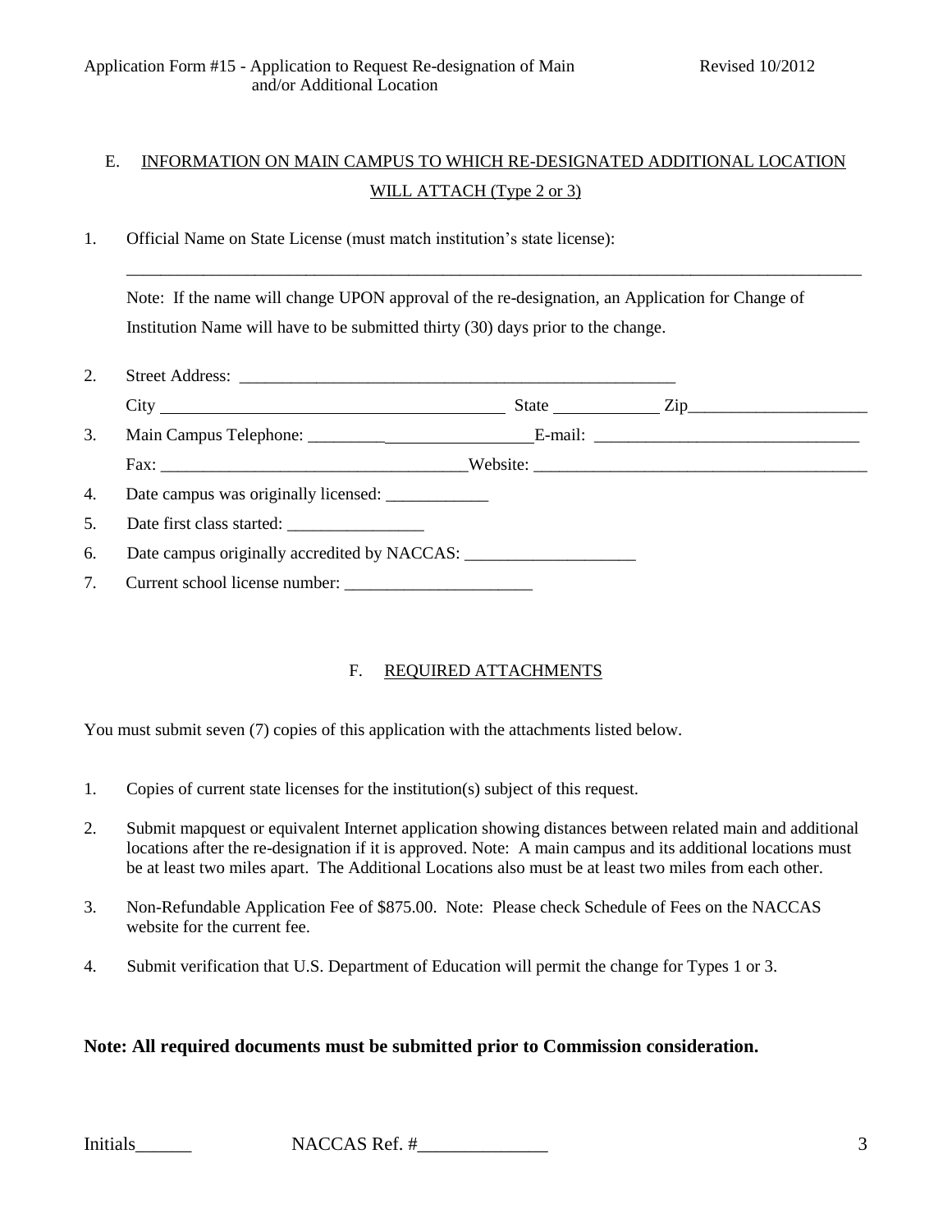## E. INFORMATION ON MAIN CAMPUS TO WHICH RE-DESIGNATED ADDITIONAL LOCATION WILL ATTACH (Type 2 or 3)

1. Official Name on State License (must match institution's state license):

   ______________________________________________________________________________

   Note: If the name will change UPON approval of the re-designation, an Application for Change of Institution Name will have to be submitted thirty (30) days prior to the change.

2. Street Address: ______________________________________________

   City ____________________________________ State ___________ Zip____________________

3. Main Campus Telephone: ___________________________ E-mail: ____________________________

   Fax: _________________________________ Website: ____________________________________

4. Date campus was originally licensed: ____________

5. Date first class started: ________________

6. Date campus originally accredited by NACCAS: ____________________

7. Current school license number: ______________________

## F. REQUIRED ATTACHMENTS

You must submit seven (7) copies of this application with the attachments listed below.

1. Copies of current state licenses for the institution(s) subject of this request.

2. Submit mapquest or equivalent Internet application showing distances between related main and additional locations after the re-designation if it is approved. Note: A main campus and its additional locations must be at least two miles apart. The Additional Locations also must be at least two miles from each other.

3. Non-Refundable Application Fee of $875.00. Note: Please check Schedule of Fees on the NACCAS website for the current fee.

4. Submit verification that U.S. Department of Education will permit the change for Types 1 or 3.

**Note: All required documents must be submitted prior to Commission consideration.**

Initials______ NACCAS Ref. #______________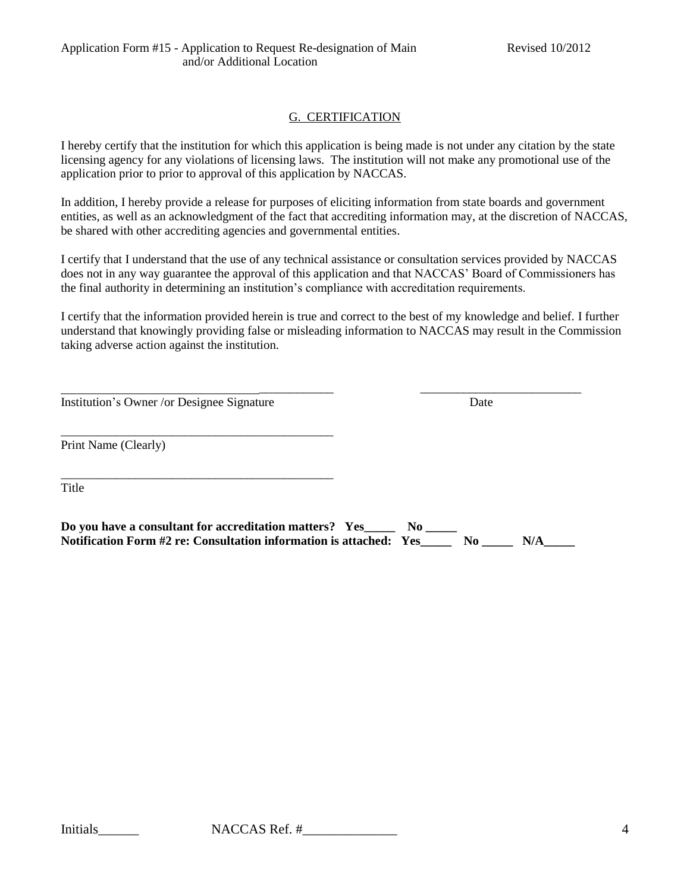## G. CERTIFICATION

I hereby certify that the institution for which this application is being made is not under any citation by the state licensing agency for any violations of licensing laws. The institution will not make any promotional use of the application prior to prior to approval of this application by NACCAS.

In addition, I hereby provide a release for purposes of eliciting information from state boards and government entities, as well as an acknowledgment of the fact that accrediting information may, at the discretion of NACCAS, be shared with other accrediting agencies and governmental entities.

I certify that I understand that the use of any technical assistance or consultation services provided by NACCAS does not in any way guarantee the approval of this application and that NACCAS' Board of Commissioners has the final authority in determining an institution's compliance with accreditation requirements.

I certify that the information provided herein is true and correct to the best of my knowledge and belief. I further understand that knowingly providing false or misleading information to NACCAS may result in the Commission taking adverse action against the institution.

_____________________________________________ _________________________

Institution's Owner /or Designee Signature Date

_____________________________________________

Print Name (Clearly)

_____________________________________________

Title

**Do you have a consultant for accreditation matters? Yes_____ No _____**

**Notification Form #2 re: Consultation information is attached: Yes_____ No _____ N/A_____**

Initials______ NACCAS Ref. #______________